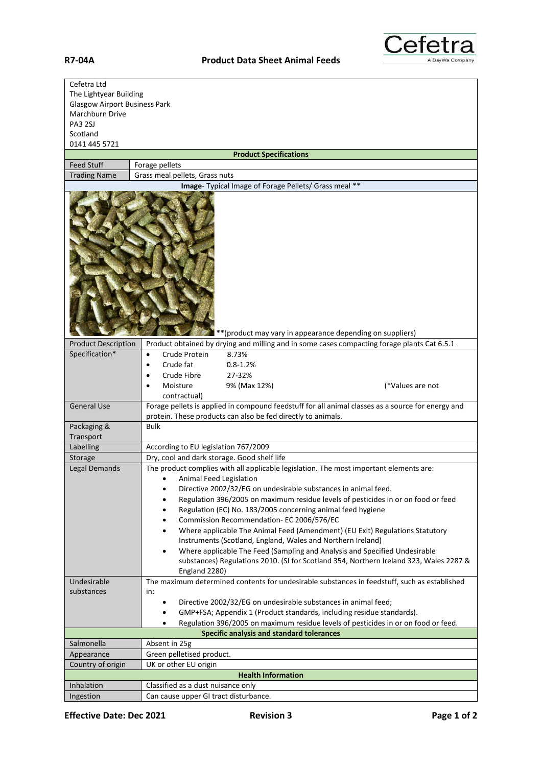**R7-04A** **Product Data Sheet Animal Feeds**

Cefetra Ltd
The Lightyear Building
Glasgow Airport Business Park
Marchburn Drive
PA3 2SJ
Scotland
0141 445 5721

| Product Specifications | |
|---|---|
| Feed Stuff | Forage pellets |
| Trading Name | Grass meal pellets, Grass nuts |
| **Image**- Typical Image of Forage Pellets/ Grass meal ** | |
| | **(product may vary in appearance depending on suppliers) |
| Product Description | Product obtained by drying and milling and in some cases compacting forage plants Cat 6.5.1 |
| Specification* | • Crude Protein 8.73%<br>• Crude fat 0.8-1.2%<br>• Crude Fibre 27-32%<br>• Moisture 9% (Max 12%) (*Values are not contractual) |
| General Use | Forage pellets is applied in compound feedstuff for all animal classes as a source for energy and protein. These products can also be fed directly to animals. |
| Packaging & Transport | Bulk |
| Labelling | According to EU legislation 767/2009 |
| Storage | Dry, cool and dark storage. Good shelf life |
| Legal Demands | The product complies with all applicable legislation. The most important elements are:<br>• Animal Feed Legislation<br>• Directive 2002/32/EG on undesirable substances in animal feed.<br>• Regulation 396/2005 on maximum residue levels of pesticides in or on food or feed<br>• Regulation (EC) No. 183/2005 concerning animal feed hygiene<br>• Commission Recommendation- EC 2006/576/EC<br>• Where applicable The Animal Feed (Amendment) (EU Exit) Regulations Statutory Instruments (Scotland, England, Wales and Northern Ireland)<br>• Where applicable The Feed (Sampling and Analysis and Specified Undesirable substances) Regulations 2010. (SI for Scotland 354, Northern Ireland 323, Wales 2287 & England 2280) |
| Undesirable substances | The maximum determined contents for undesirable substances in feedstuff, such as established in:<br>• Directive 2002/32/EG on undesirable substances in animal feed;<br>• GMP+FSA; Appendix 1 (Product standards, including residue standards).<br>• Regulation 396/2005 on maximum residue levels of pesticides in or on food or feed. |
| **Specific analysis and standard tolerances** | |
| Salmonella | Absent in 25g |
| Appearance | Green pelletised product. |
| Country of origin | UK or other EU origin |
| **Health Information** | |
| Inhalation | Classified as a dust nuisance only |
| Ingestion | Can cause upper GI tract disturbance. |

**Effective Date: Dec 2021** **Revision 3**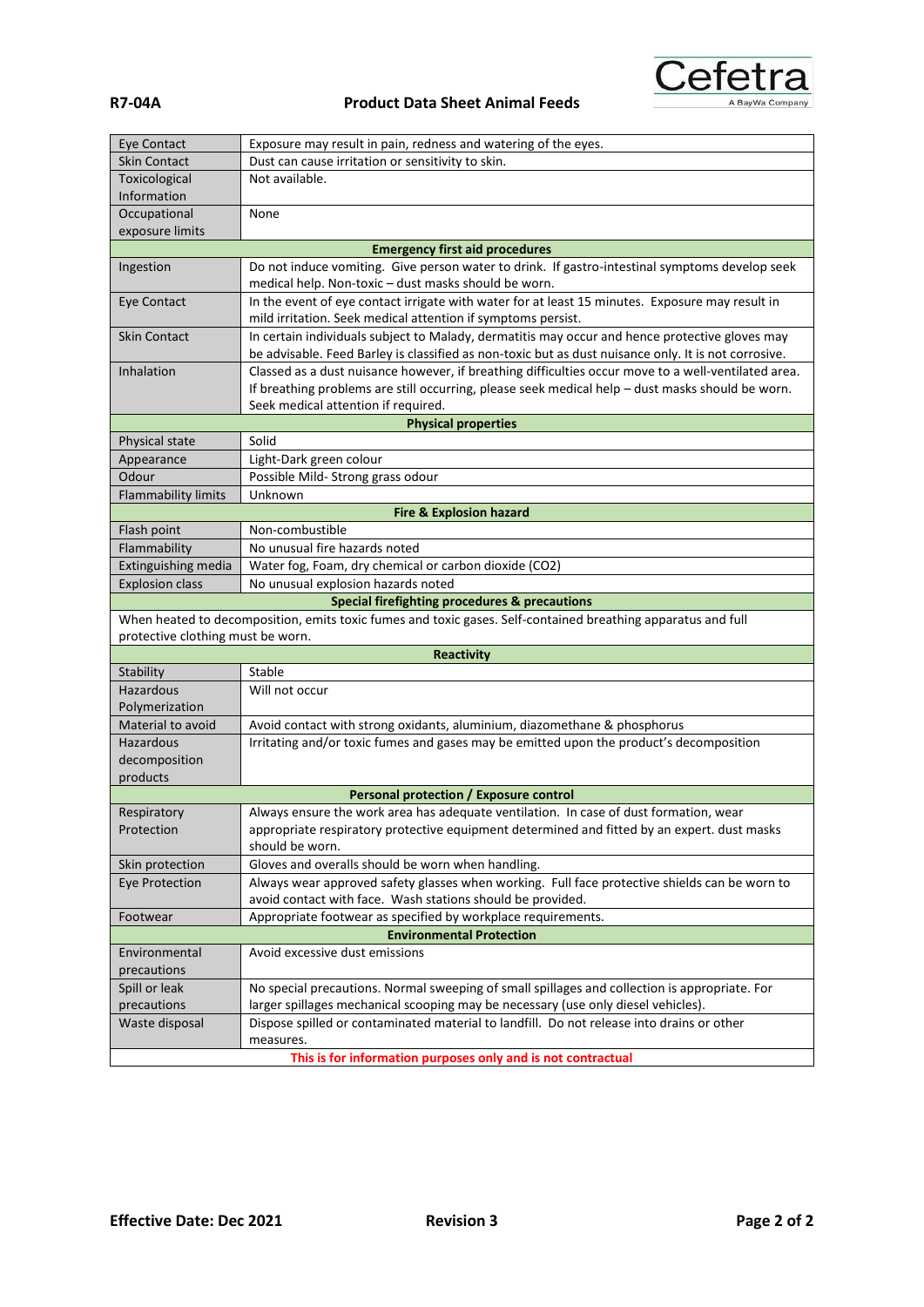| | |
|---|---|
| Eye Contact | Exposure may result in pain, redness and watering of the eyes. |
| Skin Contact | Dust can cause irritation or sensitivity to skin. |
| Toxicological Information | Not available. |
| Occupational exposure limits | None |
| **Emergency first aid procedures** | |
| Ingestion | Do not induce vomiting. Give person water to drink. If gastro-intestinal symptoms develop seek medical help. Non-toxic – dust masks should be worn. |
| Eye Contact | In the event of eye contact irrigate with water for at least 15 minutes. Exposure may result in mild irritation. Seek medical attention if symptoms persist. |
| Skin Contact | In certain individuals subject to Malady, dermatitis may occur and hence protective gloves may be advisable. Feed Barley is classified as non-toxic but as dust nuisance only. It is not corrosive. |
| Inhalation | Classed as a dust nuisance however, if breathing difficulties occur move to a well-ventilated area. If breathing problems are still occurring, please seek medical help – dust masks should be worn. Seek medical attention if required. |
| **Physical properties** | |
| Physical state | Solid |
| Appearance | Light-Dark green colour |
| Odour | Possible Mild- Strong grass odour |
| Flammability limits | Unknown |
| **Fire & Explosion hazard** | |
| Flash point | Non-combustible |
| Flammability | No unusual fire hazards noted |
| Extinguishing media | Water fog, Foam, dry chemical or carbon dioxide ($CO_2$) |
| Explosion class | No unusual explosion hazards noted |
| **Special firefighting procedures & precautions** | |
| When heated to decomposition, emits toxic fumes and toxic gases. Self-contained breathing apparatus and full protective clothing must be worn. | |
| **Reactivity** | |
| Stability | Stable |
| Hazardous Polymerization | Will not occur |
| Material to avoid | Avoid contact with strong oxidants, aluminium, diazomethane & phosphorus |
| Hazardous decomposition products | Irritating and/or toxic fumes and gases may be emitted upon the product's decomposition |
| **Personal protection / Exposure control** | |
| Respiratory Protection | Always ensure the work area has adequate ventilation. In case of dust formation, wear appropriate respiratory protective equipment determined and fitted by an expert. dust masks should be worn. |
| Skin protection | Gloves and overalls should be worn when handling. |
| Eye Protection | Always wear approved safety glasses when working. Full face protective shields can be worn to avoid contact with face. Wash stations should be provided. |
| Footwear | Appropriate footwear as specified by workplace requirements. |
| **Environmental Protection** | |
| Environmental precautions | Avoid excessive dust emissions |
| Spill or leak precautions | No special precautions. Normal sweeping of small spillages and collection is appropriate. For larger spillages mechanical scooping may be necessary (use only diesel vehicles). |
| Waste disposal | Dispose spilled or contaminated material to landfill. Do not release into drains or other measures. |

**This is for information purposes only and is not contractual**

**Effective Date: Dec 2021** **Revision 3**